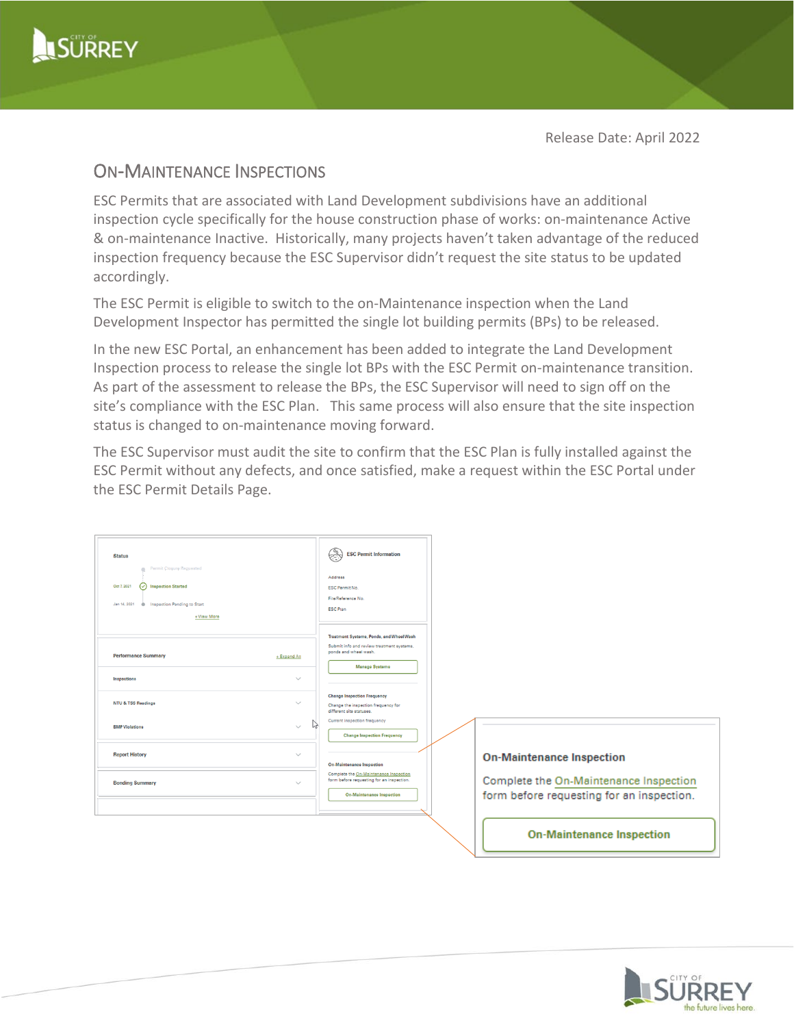Release Date: April 2022

## On-Maintenance Inspections

ESC Permits that are associated with Land Development subdivisions have an additional inspection cycle specifically for the house construction phase of works: on-maintenance Active & on-maintenance Inactive. Historically, many projects haven't taken advantage of the reduced inspection frequency because the ESC Supervisor didn't request the site status to be updated accordingly.

The ESC Permit is eligible to switch to the on-Maintenance inspection when the Land Development Inspector has permitted the single lot building permits (BPs) to be released.

In the new ESC Portal, an enhancement has been added to integrate the Land Development Inspection process to release the single lot BPs with the ESC Permit on-maintenance transition. As part of the assessment to release the BPs, the ESC Supervisor will need to sign off on the site's compliance with the ESC Plan. This same process will also ensure that the site inspection status is changed to on-maintenance moving forward.

The ESC Supervisor must audit the site to confirm that the ESC Plan is fully installed against the ESC Permit without any defects, and once satisfied, make a request within the ESC Portal under the ESC Permit Details Page.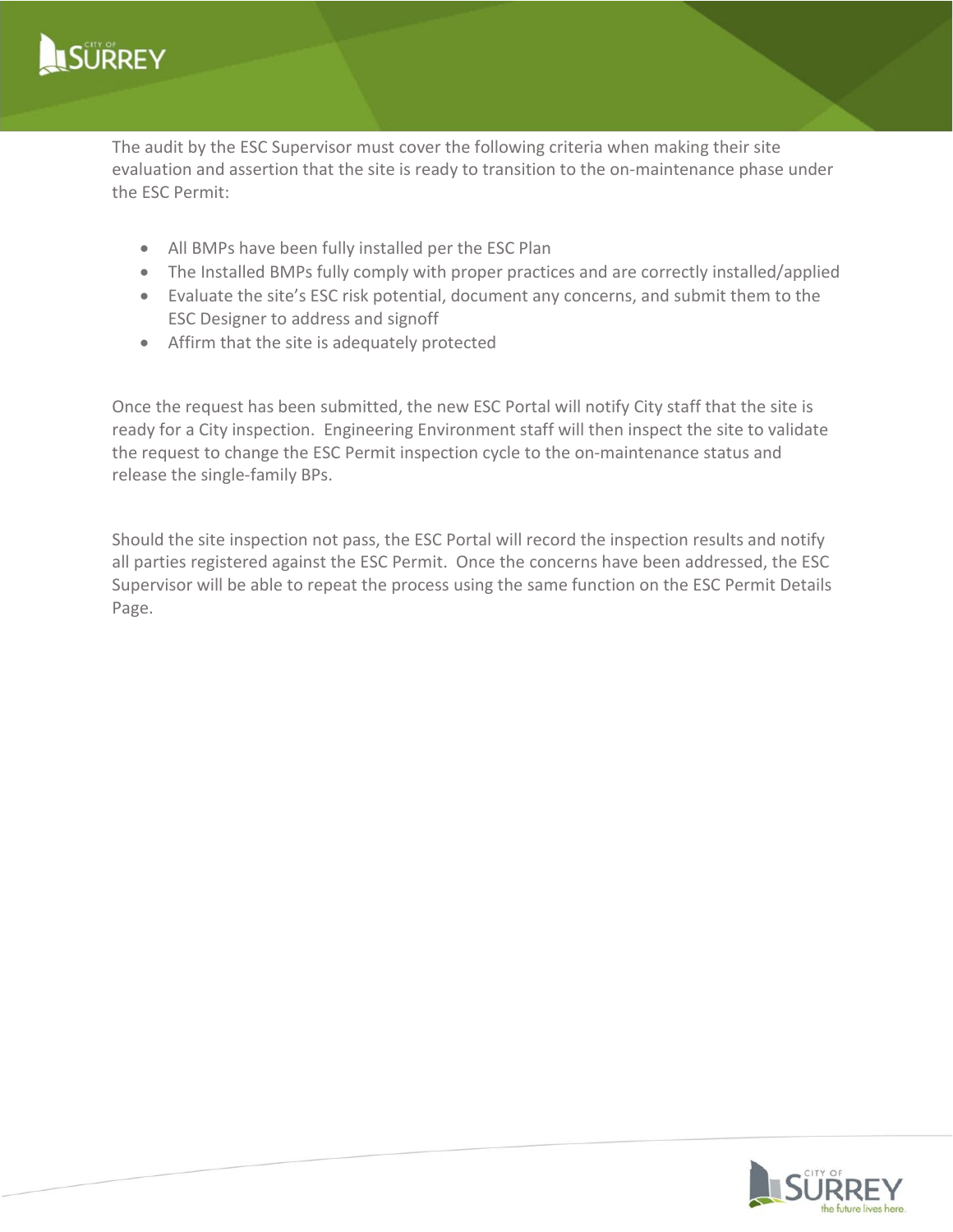The audit by the ESC Supervisor must cover the following criteria when making their site evaluation and assertion that the site is ready to transition to the on-maintenance phase under the ESC Permit:

- All BMPs have been fully installed per the ESC Plan
- The Installed BMPs fully comply with proper practices and are correctly installed/applied
- Evaluate the site's ESC risk potential, document any concerns, and submit them to the ESC Designer to address and signoff
- Affirm that the site is adequately protected

Once the request has been submitted, the new ESC Portal will notify City staff that the site is ready for a City inspection. Engineering Environment staff will then inspect the site to validate the request to change the ESC Permit inspection cycle to the on-maintenance status and release the single-family BPs.

Should the site inspection not pass, the ESC Portal will record the inspection results and notify all parties registered against the ESC Permit. Once the concerns have been addressed, the ESC Supervisor will be able to repeat the process using the same function on the ESC Permit Details Page.